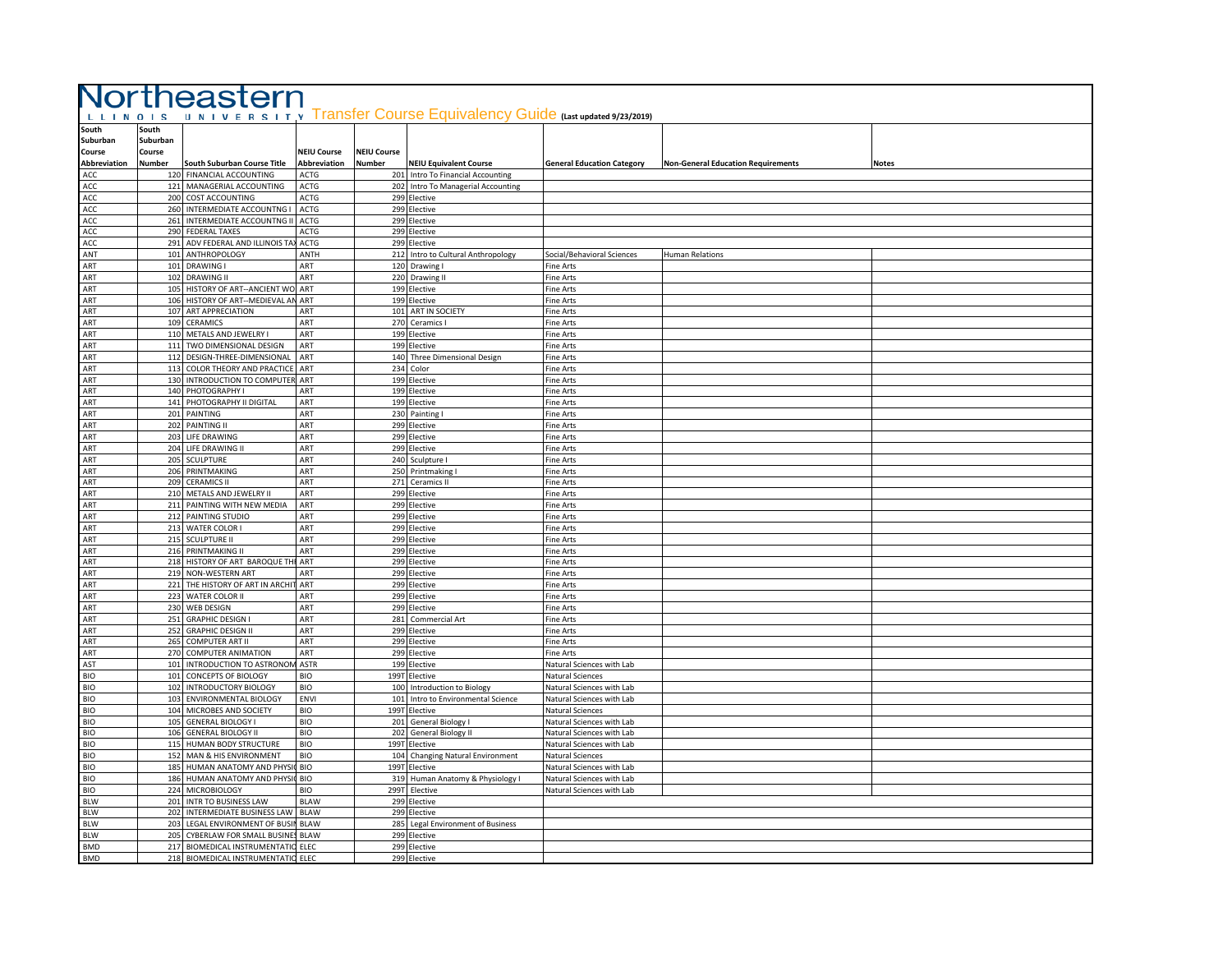# Northeastern Illinois University Transfer Course Equivalency Guide (Last updated 9/23/2019)

| South Suburban Course Abbreviation | South Suburban Course Number | South Suburban Course Title | NEIU Course Abbreviation | NEIU Course Number | NEIU Equivalent Course | General Education Category | Non-General Education Requirements | Notes |
|---|---|---|---|---|---|---|---|---|
| ACC | 120 | FINANCIAL ACCOUNTING | ACTG | 201 | Intro To Financial Accounting | | | |
| ACC | 121 | MANAGERIAL ACCOUNTING | ACTG | 202 | Intro To Managerial Accounting | | | |
| ACC | 200 | COST ACCOUNTING | ACTG | 299 | Elective | | | |
| ACC | 260 | INTERMEDIATE ACCOUNTING I | ACTG | 299 | Elective | | | |
| ACC | 261 | INTERMEDIATE ACCOUNTING II | ACTG | 299 | Elective | | | |
| ACC | 290 | FEDERAL TAXES | ACTG | 299 | Elective | | | |
| ACC | 291 | ADV FEDERAL AND ILLINOIS TAX | ACTG | 299 | Elective | | | |
| ANT | 101 | ANTHROPOLOGY | ANTH | 212 | Intro to Cultural Anthropology | Social/Behavioral Sciences | Human Relations | |
| ART | 101 | DRAWING I | ART | 120 | Drawing I | Fine Arts | | |
| ART | 102 | DRAWING II | ART | 220 | Drawing II | Fine Arts | | |
| ART | 105 | HISTORY OF ART--ANCIENT WO | ART | 199 | Elective | Fine Arts | | |
| ART | 106 | HISTORY OF ART--MEDIEVAL AN | ART | 199 | Elective | Fine Arts | | |
| ART | 107 | ART APPRECIATION | ART | 101 | ART IN SOCIETY | Fine Arts | | |
| ART | 109 | CERAMICS | ART | 270 | Ceramics I | Fine Arts | | |
| ART | 110 | METALS AND JEWELRY I | ART | 199 | Elective | Fine Arts | | |
| ART | 111 | TWO DIMENSIONAL DESIGN | ART | 199 | Elective | Fine Arts | | |
| ART | 112 | DESIGN-THREE-DIMENSIONAL | ART | 140 | Three Dimensional Design | Fine Arts | | |
| ART | 113 | COLOR THEORY AND PRACTICE | ART | 234 | Color | Fine Arts | | |
| ART | 130 | INTRODUCTION TO COMPUTER | ART | 199 | Elective | Fine Arts | | |
| ART | 140 | PHOTOGRAPHY I | ART | 199 | Elective | Fine Arts | | |
| ART | 141 | PHOTOGRAPHY II DIGITAL | ART | 199 | Elective | Fine Arts | | |
| ART | 201 | PAINTING | ART | 230 | Painting I | Fine Arts | | |
| ART | 202 | PAINTING II | ART | 299 | Elective | Fine Arts | | |
| ART | 203 | LIFE DRAWING | ART | 299 | Elective | Fine Arts | | |
| ART | 204 | LIFE DRAWING II | ART | 299 | Elective | Fine Arts | | |
| ART | 205 | SCULPTURE | ART | 240 | Sculpture I | Fine Arts | | |
| ART | 206 | PRINTMAKING | ART | 250 | Printmaking I | Fine Arts | | |
| ART | 209 | CERAMICS II | ART | 271 | Ceramics II | Fine Arts | | |
| ART | 210 | METALS AND JEWELRY II | ART | 299 | Elective | Fine Arts | | |
| ART | 211 | PAINTING WITH NEW MEDIA | ART | 299 | Elective | Fine Arts | | |
| ART | 212 | PAINTING STUDIO | ART | 299 | Elective | Fine Arts | | |
| ART | 213 | WATER COLOR I | ART | 299 | Elective | Fine Arts | | |
| ART | 215 | SCULPTURE II | ART | 299 | Elective | Fine Arts | | |
| ART | 216 | PRINTMAKING II | ART | 299 | Elective | Fine Arts | | |
| ART | 218 | HISTORY OF ART BAROQUE TH | ART | 299 | Elective | Fine Arts | | |
| ART | 219 | NON-WESTERN ART | ART | 299 | Elective | Fine Arts | | |
| ART | 221 | THE HISTORY OF ART IN ARCHIT | ART | 299 | Elective | Fine Arts | | |
| ART | 223 | WATER COLOR II | ART | 299 | Elective | Fine Arts | | |
| ART | 230 | WEB DESIGN | ART | 299 | Elective | Fine Arts | | |
| ART | 251 | GRAPHIC DESIGN I | ART | 281 | Commercial Art | Fine Arts | | |
| ART | 252 | GRAPHIC DESIGN II | ART | 299 | Elective | Fine Arts | | |
| ART | 265 | COMPUTER ART II | ART | 299 | Elective | Fine Arts | | |
| ART | 270 | COMPUTER ANIMATION | ART | 299 | Elective | Fine Arts | | |
| AST | 101 | INTRODUCTION TO ASTRONOM | ASTR | 199 | Elective | Natural Sciences with Lab | | |
| BIO | 101 | CONCEPTS OF BIOLOGY | BIO | 199T | Elective | Natural Sciences | | |
| BIO | 102 | INTRODUCTORY BIOLOGY | BIO | 100 | Introduction to Biology | Natural Sciences with Lab | | |
| BIO | 103 | ENVIRONMENTAL BIOLOGY | ENVI | 101 | Intro to Environmental Science | Natural Sciences with Lab | | |
| BIO | 104 | MICROBES AND SOCIETY | BIO | 199T | Elective | Natural Sciences | | |
| BIO | 105 | GENERAL BIOLOGY I | BIO | 201 | General Biology I | Natural Sciences with Lab | | |
| BIO | 106 | GENERAL BIOLOGY II | BIO | 202 | General Biology II | Natural Sciences with Lab | | |
| BIO | 115 | HUMAN BODY STRUCTURE | BIO | 199T | Elective | Natural Sciences with Lab | | |
| BIO | 152 | MAN & HIS ENVIRONMENT | BIO | 104 | Changing Natural Environment | Natural Sciences | | |
| BIO | 185 | HUMAN ANATOMY AND PHYSI | BIO | 199T | Elective | Natural Sciences with Lab | | |
| BIO | 186 | HUMAN ANATOMY AND PHYSI | BIO | 319 | Human Anatomy & Physiology I | Natural Sciences with Lab | | |
| BIO | 224 | MICROBIOLOGY | BIO | 299T | Elective | Natural Sciences with Lab | | |
| BLW | 201 | INTR TO BUSINESS LAW | BLAW | 299 | Elective | | | |
| BLW | 202 | INTERMEDIATE BUSINESS LAW | BLAW | 299 | Elective | | | |
| BLW | 203 | LEGAL ENVIRONMENT OF BUSI | BLAW | 285 | Legal Environment of Business | | | |
| BLW | 205 | CYBERLAW FOR SMALL BUSINE | BLAW | 299 | Elective | | | |
| BMD | 217 | BIOMEDICAL INSTRUMENTATIO | ELEC | 299 | Elective | | | |
| BMD | 218 | BIOMEDICAL INSTRUMENTATIO | ELEC | 299 | Elective | | | |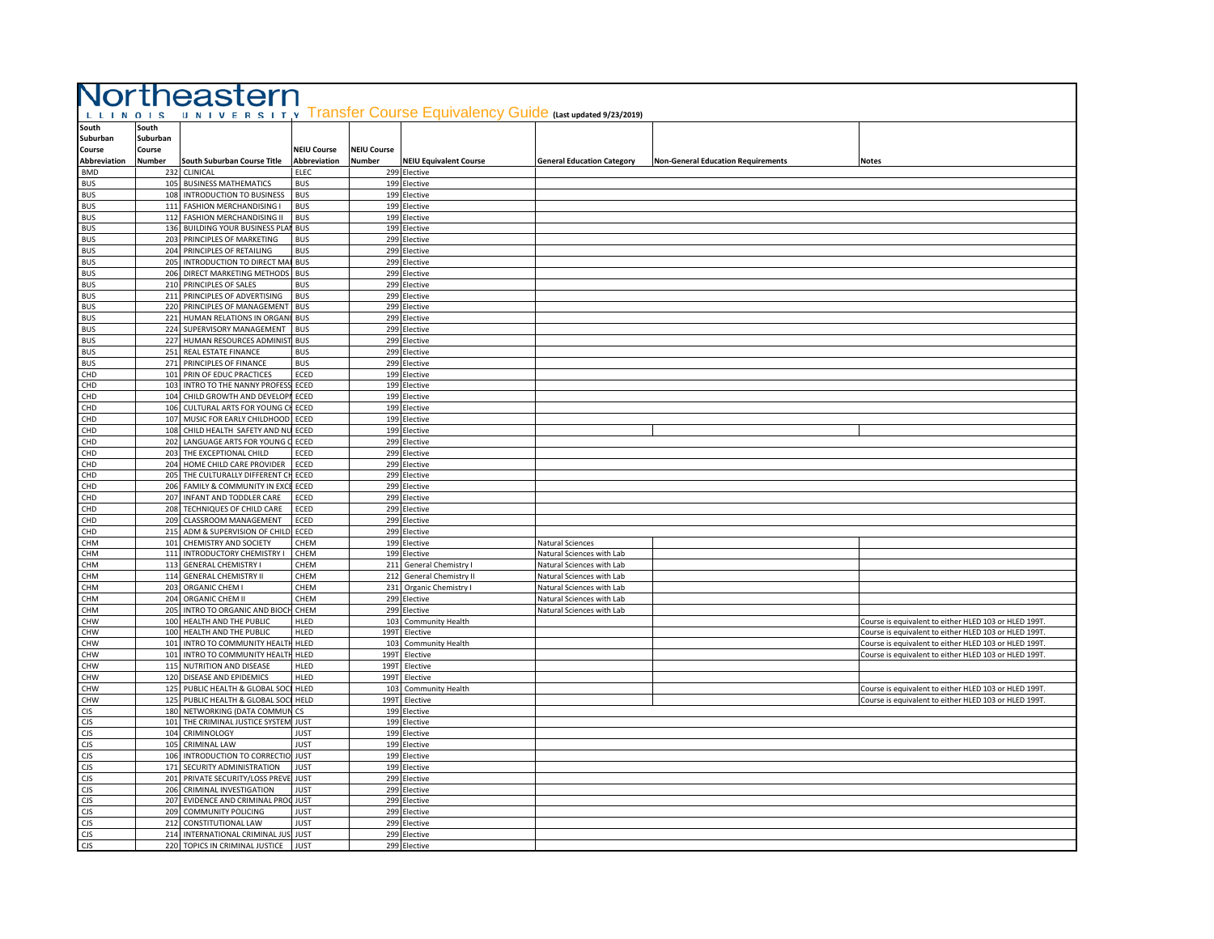# Northeastern Illinois University Transfer Course Equivalency Guide (Last updated 9/23/2019)

| South Suburban Course Abbreviation | South Suburban Course Number | South Suburban Course Title | NEIU Course Abbreviation | NEIU Course Number | NEIU Equivalent Course | General Education Category | Non-General Education Requirements | Notes |
|---|---|---|---|---|---|---|---|---|
| BMD | 232 | CLINICAL | ELEC | 299 | Elective | | | |
| BUS | 105 | BUSINESS MATHEMATICS | BUS | 199 | Elective | | | |
| BUS | 108 | INTRODUCTION TO BUSINESS | BUS | 199 | Elective | | | |
| BUS | 111 | FASHION MERCHANDISING I | BUS | 199 | Elective | | | |
| BUS | 112 | FASHION MERCHANDISING II | BUS | 199 | Elective | | | |
| BUS | 136 | BUILDING YOUR BUSINESS PLAN | BUS | 199 | Elective | | | |
| BUS | 203 | PRINCIPLES OF MARKETING | BUS | 299 | Elective | | | |
| BUS | 204 | PRINCIPLES OF RETAILING | BUS | 299 | Elective | | | |
| BUS | 205 | INTRODUCTION TO DIRECT MA | BUS | 299 | Elective | | | |
| BUS | 206 | DIRECT MARKETING METHODS | BUS | 299 | Elective | | | |
| BUS | 210 | PRINCIPLES OF SALES | BUS | 299 | Elective | | | |
| BUS | 211 | PRINCIPLES OF ADVERTISING | BUS | 299 | Elective | | | |
| BUS | 220 | PRINCIPLES OF MANAGEMENT | BUS | 299 | Elective | | | |
| BUS | 221 | HUMAN RELATIONS IN ORGANI | BUS | 299 | Elective | | | |
| BUS | 224 | SUPERVISORY MANAGEMENT | BUS | 299 | Elective | | | |
| BUS | 227 | HUMAN RESOURCES ADMINIST | BUS | 299 | Elective | | | |
| BUS | 251 | REAL ESTATE FINANCE | BUS | 299 | Elective | | | |
| BUS | 271 | PRINCIPLES OF FINANCE | BUS | 299 | Elective | | | |
| CHD | 101 | PRIN OF EDUC PRACTICES | ECED | 199 | Elective | | | |
| CHD | 103 | INTRO TO THE NANNY PROFESS | ECED | 199 | Elective | | | |
| CHD | 104 | CHILD GROWTH AND DEVELOP | ECED | 199 | Elective | | | |
| CHD | 106 | CULTURAL ARTS FOR YOUNG C | ECED | 199 | Elective | | | |
| CHD | 107 | MUSIC FOR EARLY CHILDHOOD | ECED | 199 | Elective | | | |
| CHD | 108 | CHILD HEALTH SAFETY AND NU | ECED | 199 | Elective | | | |
| CHD | 202 | LANGUAGE ARTS FOR YOUNG C | ECED | 299 | Elective | | | |
| CHD | 203 | THE EXCEPTIONAL CHILD | ECED | 299 | Elective | | | |
| CHD | 204 | HOME CHILD CARE PROVIDER | ECED | 299 | Elective | | | |
| CHD | 205 | THE CULTURALLY DIFFERENT CH | ECED | 299 | Elective | | | |
| CHD | 206 | FAMILY & COMMUNITY IN EXCE | ECED | 299 | Elective | | | |
| CHD | 207 | INFANT AND TODDLER CARE | ECED | 299 | Elective | | | |
| CHD | 208 | TECHNIQUES OF CHILD CARE | ECED | 299 | Elective | | | |
| CHD | 209 | CLASSROOM MANAGEMENT | ECED | 299 | Elective | | | |
| CHD | 215 | ADM & SUPERVISION OF CHILD | ECED | 299 | Elective | | | |
| CHM | 101 | CHEMISTRY AND SOCIETY | CHEM | 199 | Elective | Natural Sciences | | |
| CHM | 111 | INTRODUCTORY CHEMISTRY I | CHEM | 199 | Elective | Natural Sciences with Lab | | |
| CHM | 113 | GENERAL CHEMISTRY I | CHEM | 211 | General Chemistry I | Natural Sciences with Lab | | |
| CHM | 114 | GENERAL CHEMISTRY II | CHEM | 212 | General Chemistry II | Natural Sciences with Lab | | |
| CHM | 203 | ORGANIC CHEM I | CHEM | 231 | Organic Chemistry I | Natural Sciences with Lab | | |
| CHM | 204 | ORGANIC CHEM II | CHEM | 299 | Elective | Natural Sciences with Lab | | |
| CHM | 205 | INTRO TO ORGANIC AND BIOCH | CHEM | 299 | Elective | Natural Sciences with Lab | | |
| CHW | 100 | HEALTH AND THE PUBLIC | HLED | 103 | Community Health | | | Course is equivalent to either HLED 103 or HLED 199T. |
| CHW | 100 | HEALTH AND THE PUBLIC | HLED | 199T | Elective | | | Course is equivalent to either HLED 103 or HLED 199T. |
| CHW | 101 | INTRO TO COMMUNITY HEALTH | HLED | 103 | Community Health | | | Course is equivalent to either HLED 103 or HLED 199T. |
| CHW | 101 | INTRO TO COMMUNITY HEALTH | HLED | 199T | Elective | | | Course is equivalent to either HLED 103 or HLED 199T. |
| CHW | 115 | NUTRITION AND DISEASE | HLED | 199T | Elective | | | |
| CHW | 120 | DISEASE AND EPIDEMICS | HLED | 199T | Elective | | | |
| CHW | 125 | PUBLIC HEALTH & GLOBAL SOC | HLED | 103 | Community Health | | | Course is equivalent to either HLED 103 or HLED 199T. |
| CHW | 125 | PUBLIC HEALTH & GLOBAL SOC | HELD | 199T | Elective | | | Course is equivalent to either HLED 103 or HLED 199T. |
| CIS | 180 | NETWORKING (DATA COMMUN | CS | 199 | Elective | | | |
| CJS | 101 | THE CRIMINAL JUSTICE SYSTEM | JUST | 199 | Elective | | | |
| CJS | 104 | CRIMINOLOGY | JUST | 199 | Elective | | | |
| CJS | 105 | CRIMINAL LAW | JUST | 199 | Elective | | | |
| CJS | 106 | INTRODUCTION TO CORRECTIO | JUST | 199 | Elective | | | |
| CJS | 171 | SECURITY ADMINISTRATION | JUST | 199 | Elective | | | |
| CJS | 201 | PRIVATE SECURITY/LOSS PREVE | JUST | 299 | Elective | | | |
| CJS | 206 | CRIMINAL INVESTIGATION | JUST | 299 | Elective | | | |
| CJS | 207 | EVIDENCE AND CRIMINAL PROC | JUST | 299 | Elective | | | |
| CJS | 209 | COMMUNITY POLICING | JUST | 299 | Elective | | | |
| CJS | 212 | CONSTITUTIONAL LAW | JUST | 299 | Elective | | | |
| CJS | 214 | INTERNATIONAL CRIMINAL JUS | JUST | 299 | Elective | | | |
| CJS | 220 | TOPICS IN CRIMINAL JUSTICE | JUST | 299 | Elective | | | |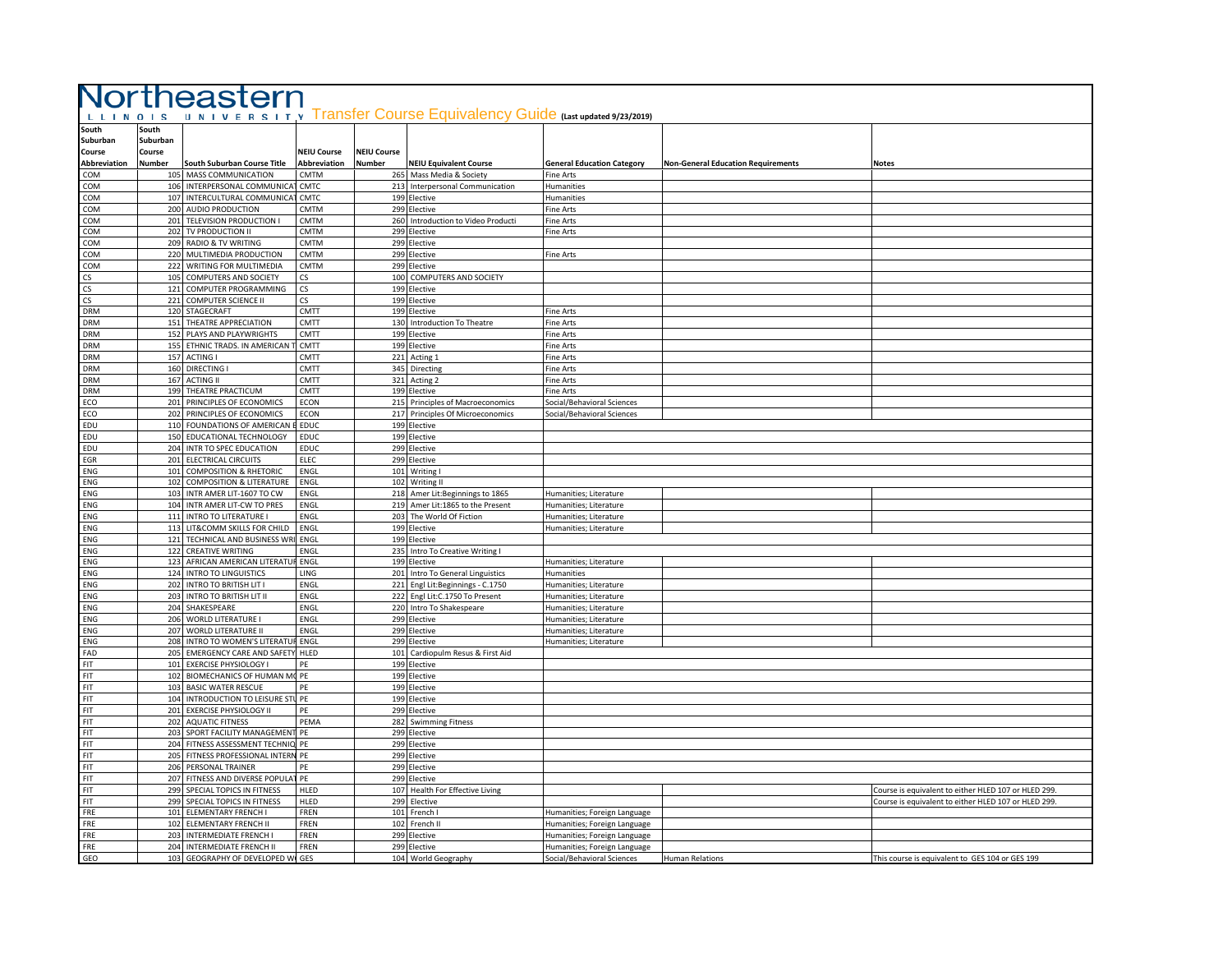# Northeastern Illinois University Transfer Course Equivalency Guide (Last updated 9/23/2019)

| South Suburban Course Abbreviation | South Suburban Course Number | South Suburban Course Title | NEIU Course Abbreviation | NEIU Course Number | NEIU Equivalent Course | General Education Category | Non-General Education Requirements | Notes |
|---|---|---|---|---|---|---|---|---|
| COM | 105 | MASS COMMUNICATION | CMTM | 265 | Mass Media & Society | Fine Arts | | |
| COM | 106 | INTERPERSONAL COMMUNICAT | CMTC | 213 | Interpersonal Communication | Humanities | | |
| COM | 107 | INTERCULTURAL COMMUNICAT | CMTC | 199 | Elective | Humanities | | |
| COM | 200 | AUDIO PRODUCTION | CMTM | 299 | Elective | Fine Arts | | |
| COM | 201 | TELEVISION PRODUCTION I | CMTM | 260 | Introduction to Video Producti | Fine Arts | | |
| COM | 202 | TV PRODUCTION II | CMTM | 299 | Elective | Fine Arts | | |
| COM | 209 | RADIO & TV WRITING | CMTM | 299 | Elective | | | |
| COM | 220 | MULTIMEDIA PRODUCTION | CMTM | 299 | Elective | Fine Arts | | |
| COM | 222 | WRITING FOR MULTIMEDIA | CMTM | 299 | Elective | | | |
| CS | 105 | COMPUTERS AND SOCIETY | CS | 100 | COMPUTERS AND SOCIETY | | | |
| CS | 121 | COMPUTER PROGRAMMING | CS | 199 | Elective | | | |
| CS | 221 | COMPUTER SCIENCE II | CS | 199 | Elective | | | |
| DRM | 120 | STAGECRAFT | CMTT | 199 | Elective | Fine Arts | | |
| DRM | 151 | THEATRE APPRECIATION | CMTT | 130 | Introduction To Theatre | Fine Arts | | |
| DRM | 152 | PLAYS AND PLAYWRIGHTS | CMTT | 199 | Elective | Fine Arts | | |
| DRM | 155 | ETHNIC TRADS. IN AMERICAN T | CMTT | 199 | Elective | Fine Arts | | |
| DRM | 157 | ACTING I | CMTT | 221 | Acting 1 | Fine Arts | | |
| DRM | 160 | DIRECTING I | CMTT | 345 | Directing | Fine Arts | | |
| DRM | 167 | ACTING II | CMTT | 321 | Acting 2 | Fine Arts | | |
| DRM | 199 | THEATRE PRACTICUM | CMTT | 199 | Elective | Fine Arts | | |
| ECO | 201 | PRINCIPLES OF ECONOMICS | ECON | 215 | Principles of Macroeconomics | Social/Behavioral Sciences | | |
| ECO | 202 | PRINCIPLES OF ECONOMICS | ECON | 217 | Principles Of Microeconomics | Social/Behavioral Sciences | | |
| EDU | 110 | FOUNDATIONS OF AMERICAN E | EDUC | 199 | Elective | | | |
| EDU | 150 | EDUCATIONAL TECHNOLOGY | EDUC | 199 | Elective | | | |
| EDU | 204 | INTR TO SPEC EDUCATION | EDUC | 299 | Elective | | | |
| EGR | 201 | ELECTRICAL CIRCUITS | ELEC | 299 | Elective | | | |
| ENG | 101 | COMPOSITION & RHETORIC | ENGL | 101 | Writing I | | | |
| ENG | 102 | COMPOSITION & LITERATURE | ENGL | 102 | Writing II | | | |
| ENG | 103 | INTR AMER LIT-1607 TO CW | ENGL | 218 | Amer Lit:Beginnings to 1865 | Humanities; Literature | | |
| ENG | 104 | INTR AMER LIT-CW TO PRES | ENGL | 219 | Amer Lit:1865 to the Present | Humanities; Literature | | |
| ENG | 111 | INTRO TO LITERATURE I | ENGL | 203 | The World Of Fiction | Humanities; Literature | | |
| ENG | 113 | LIT&COMM SKILLS FOR CHILD | ENGL | 199 | Elective | Humanities; Literature | | |
| ENG | 121 | TECHNICAL AND BUSINESS WRI | ENGL | 199 | Elective | | | |
| ENG | 122 | CREATIVE WRITING | ENGL | 235 | Intro To Creative Writing I | | | |
| ENG | 123 | AFRICAN AMERICAN LITERATUR | ENGL | 199 | Elective | Humanities; Literature | | |
| ENG | 124 | INTRO TO LINGUISTICS | LING | 201 | Intro To General Linguistics | Humanities | | |
| ENG | 202 | INTRO TO BRITISH LIT I | ENGL | 221 | Engl Lit:Beginnings - C.1750 | Humanities; Literature | | |
| ENG | 203 | INTRO TO BRITISH LIT II | ENGL | 222 | Engl Lit:C.1750 To Present | Humanities; Literature | | |
| ENG | 204 | SHAKESPEARE | ENGL | 220 | Intro To Shakespeare | Humanities; Literature | | |
| ENG | 206 | WORLD LITERATURE I | ENGL | 299 | Elective | Humanities; Literature | | |
| ENG | 207 | WORLD LITERATURE II | ENGL | 299 | Elective | Humanities; Literature | | |
| ENG | 208 | INTRO TO WOMEN'S LITERATUR | ENGL | 299 | Elective | Humanities; Literature | | |
| FAD | 205 | EMERGENCY CARE AND SAFETY | HLED | 101 | Cardiopulm Resus & First Aid | | | |
| FIT | 101 | EXERCISE PHYSIOLOGY I | PE | 199 | Elective | | | |
| FIT | 102 | BIOMECHANICS OF HUMAN MO | PE | 199 | Elective | | | |
| FIT | 103 | BASIC WATER RESCUE | PE | 199 | Elective | | | |
| FIT | 104 | INTRODUCTION TO LEISURE STU | PE | 199 | Elective | | | |
| FIT | 201 | EXERCISE PHYSIOLOGY II | PE | 299 | Elective | | | |
| FIT | 202 | AQUATIC FITNESS | PEMA | 282 | Swimming Fitness | | | |
| FIT | 203 | SPORT FACILITY MANAGEMENT | PE | 299 | Elective | | | |
| FIT | 204 | FITNESS ASSESSMENT TECHNIQ | PE | 299 | Elective | | | |
| FIT | 205 | FITNESS PROFESSIONAL INTERN | PE | 299 | Elective | | | |
| FIT | 206 | PERSONAL TRAINER | PE | 299 | Elective | | | |
| FIT | 207 | FITNESS AND DIVERSE POPULAT | PE | 299 | Elective | | | |
| FIT | 299 | SPECIAL TOPICS IN FITNESS | HLED | 107 | Health For Effective Living | | | Course is equivalent to either HLED 107 or HLED 299. |
| FIT | 299 | SPECIAL TOPICS IN FITNESS | HLED | 299 | Elective | | | Course is equivalent to either HLED 107 or HLED 299. |
| FRE | 101 | ELEMENTARY FRENCH I | FREN | 101 | French I | Humanities; Foreign Language | | |
| FRE | 102 | ELEMENTARY FRENCH II | FREN | 102 | French II | Humanities; Foreign Language | | |
| FRE | 203 | INTERMEDIATE FRENCH I | FREN | 299 | Elective | Humanities; Foreign Language | | |
| FRE | 204 | INTERMEDIATE FRENCH II | FREN | 299 | Elective | Humanities; Foreign Language | | |
| GEO | 103 | GEOGRAPHY OF DEVELOPED W | GES | 104 | World Geography | Social/Behavioral Sciences | Human Relations | This course is equivalent to GES 104 or GES 199 |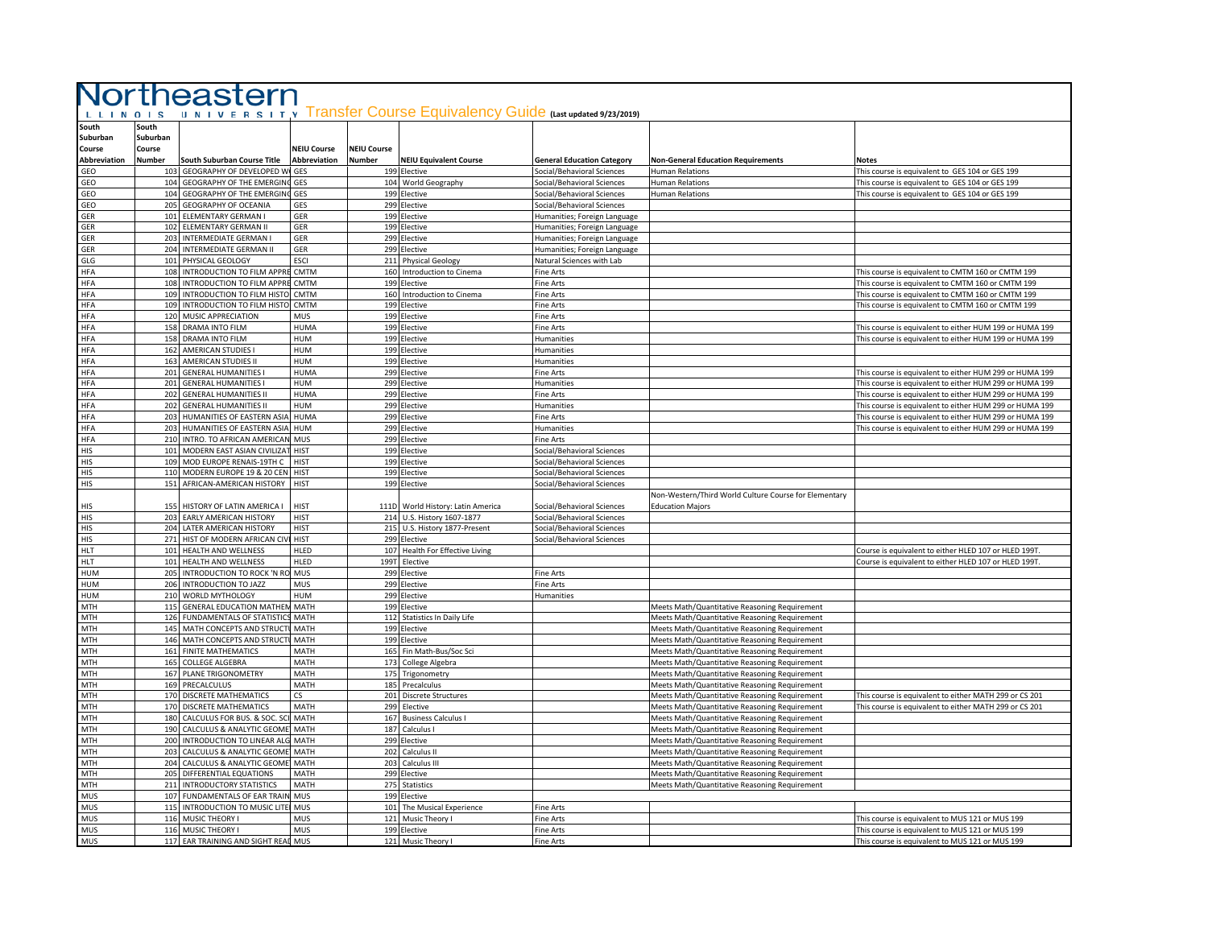# Northeastern Illinois University Transfer Course Equivalency Guide (Last updated 9/23/2019)

| South Suburban Course Abbreviation | South Suburban Course Number | South Suburban Course Title | NEIU Course Abbreviation | NEIU Course Number | NEIU Equivalent Course | General Education Category | Non-General Education Requirements | Notes |
|---|---|---|---|---|---|---|---|---|
| GEO | 103 | GEOGRAPHY OF DEVELOPED W | GES | 199 | Elective | Social/Behavioral Sciences | Human Relations | This course is equivalent to GES 104 or GES 199 |
| GEO | 104 | GEOGRAPHY OF THE EMERGING | GES | 104 | World Geography | Social/Behavioral Sciences | Human Relations | This course is equivalent to GES 104 or GES 199 |
| GEO | 104 | GEOGRAPHY OF THE EMERGING | GES | 199 | Elective | Social/Behavioral Sciences | Human Relations | This course is equivalent to GES 104 or GES 199 |
| GEO | 205 | GEOGRAPHY OF OCEANIA | GES | 299 | Elective | Social/Behavioral Sciences | | |
| GER | 101 | ELEMENTARY GERMAN I | GER | 199 | Elective | Humanities; Foreign Language | | |
| GER | 102 | ELEMENTARY GERMAN II | GER | 199 | Elective | Humanities; Foreign Language | | |
| GER | 203 | INTERMEDIATE GERMAN I | GER | 299 | Elective | Humanities; Foreign Language | | |
| GER | 204 | INTERMEDIATE GERMAN II | GER | 299 | Elective | Humanities; Foreign Language | | |
| GLG | 101 | PHYSICAL GEOLOGY | ESCI | 211 | Physical Geology | Natural Sciences with Lab | | |
| HFA | 108 | INTRODUCTION TO FILM APPRE | CMTM | 160 | Introduction to Cinema | Fine Arts | | This course is equivalent to CMTM 160 or CMTM 199 |
| HFA | 108 | INTRODUCTION TO FILM APPRE | CMTM | 199 | Elective | Fine Arts | | This course is equivalent to CMTM 160 or CMTM 199 |
| HFA | 109 | INTRODUCTION TO FILM HISTO | CMTM | 160 | Introduction to Cinema | Fine Arts | | This course is equivalent to CMTM 160 or CMTM 199 |
| HFA | 109 | INTRODUCTION TO FILM HISTO | CMTM | 199 | Elective | Fine Arts | | This course is equivalent to CMTM 160 or CMTM 199 |
| HFA | 120 | MUSIC APPRECIATION | MUS | 199 | Elective | Fine Arts | | |
| HFA | 158 | DRAMA INTO FILM | HUMA | 199 | Elective | Fine Arts | | This course is equivalent to either HUM 199 or HUMA 199 |
| HFA | 158 | DRAMA INTO FILM | HUM | 199 | Elective | Humanities | | This course is equivalent to either HUM 199 or HUMA 199 |
| HFA | 162 | AMERICAN STUDIES I | HUM | 199 | Elective | Humanities | | |
| HFA | 163 | AMERICAN STUDIES II | HUM | 199 | Elective | Humanities | | |
| HFA | 201 | GENERAL HUMANITIES I | HUMA | 299 | Elective | Fine Arts | | This course is equivalent to either HUM 299 or HUMA 199 |
| HFA | 201 | GENERAL HUMANITIES I | HUM | 299 | Elective | Humanities | | This course is equivalent to either HUM 299 or HUMA 199 |
| HFA | 202 | GENERAL HUMANITIES II | HUMA | 299 | Elective | Fine Arts | | This course is equivalent to either HUM 299 or HUMA 199 |
| HFA | 202 | GENERAL HUMANITIES II | HUM | 299 | Elective | Humanities | | This course is equivalent to either HUM 299 or HUMA 199 |
| HFA | 203 | HUMANITIES OF EASTERN ASIA | HUMA | 299 | Elective | Fine Arts | | This course is equivalent to either HUM 299 or HUMA 199 |
| HFA | 203 | HUMANITIES OF EASTERN ASIA | HUM | 299 | Elective | Humanities | | This course is equivalent to either HUM 299 or HUMA 199 |
| HFA | 210 | INTRO. TO AFRICAN AMERICAN | MUS | 299 | Elective | Fine Arts | | |
| HIS | 101 | MODERN EAST ASIAN CIVILIZAT | HIST | 199 | Elective | Social/Behavioral Sciences | | |
| HIS | 109 | MOD EUROPE RENAIS-19TH C | HIST | 199 | Elective | Social/Behavioral Sciences | | |
| HIS | 110 | MODERN EUROPE 19 & 20 CEN | HIST | 199 | Elective | Social/Behavioral Sciences | | |
| HIS | 151 | AFRICAN-AMERICAN HISTORY | HIST | 199 | Elective | Social/Behavioral Sciences | | |
| HIS | 155 | HISTORY OF LATIN AMERICA I | HIST | 111D | World History: Latin America | Social/Behavioral Sciences | Non-Western/Third World Culture Course for Elementary Education Majors | |
| HIS | 203 | EARLY AMERICAN HISTORY | HIST | 214 | U.S. History 1607-1877 | Social/Behavioral Sciences | | |
| HIS | 204 | LATER AMERICAN HISTORY | HIST | 215 | U.S. History 1877-Present | Social/Behavioral Sciences | | |
| HIS | 271 | HIST OF MODERN AFRICAN CIV | HIST | 299 | Elective | Social/Behavioral Sciences | | |
| HLT | 101 | HEALTH AND WELLNESS | HLED | 107 | Health For Effective Living | | | Course is equivalent to either HLED 107 or HLED 199T. |
| HLT | 101 | HEALTH AND WELLNESS | HLED | 199T | Elective | | | Course is equivalent to either HLED 107 or HLED 199T. |
| HUM | 205 | INTRODUCTION TO ROCK 'N RO | MUS | 299 | Elective | Fine Arts | | |
| HUM | 206 | INTRODUCTION TO JAZZ | MUS | 299 | Elective | Fine Arts | | |
| HUM | 210 | WORLD MYTHOLOGY | HUM | 299 | Elective | Humanities | | |
| MTH | 115 | GENERAL EDUCATION MATHEM | MATH | 199 | Elective | | Meets Math/Quantitative Reasoning Requirement | |
| MTH | 126 | FUNDAMENTALS OF STATISTICS | MATH | 112 | Statistics In Daily Life | | Meets Math/Quantitative Reasoning Requirement | |
| MTH | 145 | MATH CONCEPTS AND STRUCTU | MATH | 199 | Elective | | Meets Math/Quantitative Reasoning Requirement | |
| MTH | 146 | MATH CONCEPTS AND STRUCTU | MATH | 199 | Elective | | Meets Math/Quantitative Reasoning Requirement | |
| MTH | 161 | FINITE MATHEMATICS | MATH | 165 | Fin Math-Bus/Soc Sci | | Meets Math/Quantitative Reasoning Requirement | |
| MTH | 165 | COLLEGE ALGEBRA | MATH | 173 | College Algebra | | Meets Math/Quantitative Reasoning Requirement | |
| MTH | 167 | PLANE TRIGONOMETRY | MATH | 175 | Trigonometry | | Meets Math/Quantitative Reasoning Requirement | |
| MTH | 169 | PRECALCULUS | MATH | 185 | Precalculus | | Meets Math/Quantitative Reasoning Requirement | |
| MTH | 170 | DISCRETE MATHEMATICS | CS | 201 | Discrete Structures | | Meets Math/Quantitative Reasoning Requirement | This course is equivalent to either MATH 299 or CS 201 |
| MTH | 170 | DISCRETE MATHEMATICS | MATH | 299 | Elective | | Meets Math/Quantitative Reasoning Requirement | This course is equivalent to either MATH 299 or CS 201 |
| MTH | 180 | CALCULUS FOR BUS. & SOC. SCI | MATH | 167 | Business Calculus I | | Meets Math/Quantitative Reasoning Requirement | |
| MTH | 190 | CALCULUS & ANALYTIC GEOME | MATH | 187 | Calculus I | | Meets Math/Quantitative Reasoning Requirement | |
| MTH | 200 | INTRODUCTION TO LINEAR ALG | MATH | 299 | Elective | | Meets Math/Quantitative Reasoning Requirement | |
| MTH | 203 | CALCULUS & ANALYTIC GEOME | MATH | 202 | Calculus II | | Meets Math/Quantitative Reasoning Requirement | |
| MTH | 204 | CALCULUS & ANALYTIC GEOME | MATH | 203 | Calculus III | | Meets Math/Quantitative Reasoning Requirement | |
| MTH | 205 | DIFFERENTIAL EQUATIONS | MATH | 299 | Elective | | Meets Math/Quantitative Reasoning Requirement | |
| MTH | 211 | INTRODUCTORY STATISTICS | MATH | 275 | Statistics | | Meets Math/Quantitative Reasoning Requirement | |
| MUS | 107 | FUNDAMENTALS OF EAR TRAIN | MUS | 199 | Elective | | | |
| MUS | 115 | INTRODUCTION TO MUSIC LITE | MUS | 101 | The Musical Experience | Fine Arts | | |
| MUS | 116 | MUSIC THEORY I | MUS | 121 | Music Theory I | Fine Arts | | This course is equivalent to MUS 121 or MUS 199 |
| MUS | 116 | MUSIC THEORY I | MUS | 199 | Elective | Fine Arts | | This course is equivalent to MUS 121 or MUS 199 |
| MUS | 117 | EAR TRAINING AND SIGHT READ | MUS | 121 | Music Theory I | Fine Arts | | This course is equivalent to MUS 121 or MUS 199 |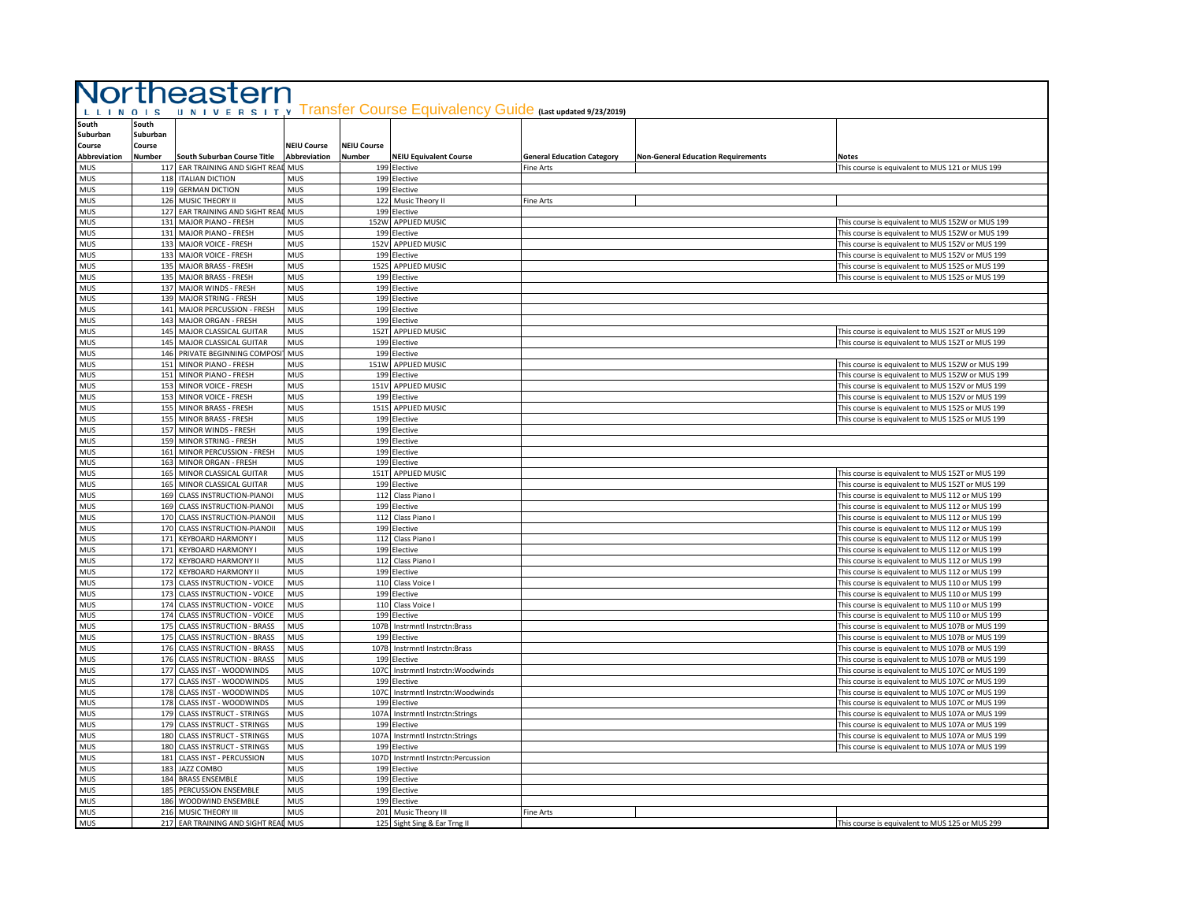# Northeastern Illinois University Transfer Course Equivalency Guide (Last updated 9/23/2019)

| South Suburban Course Abbreviation | South Suburban Course Number | South Suburban Course Title | NEIU Course Abbreviation | NEIU Course Number | NEIU Equivalent Course | General Education Category | Non-General Education Requirements | Notes |
|---|---|---|---|---|---|---|---|---|
| MUS | 117 | EAR TRAINING AND SIGHT READ | MUS | 199 | Elective | Fine Arts | | This course is equivalent to MUS 121 or MUS 199 |
| MUS | 118 | ITALIAN DICTION | MUS | 199 | Elective | | | |
| MUS | 119 | GERMAN DICTION | MUS | 199 | Elective | | | |
| MUS | 126 | MUSIC THEORY II | MUS | 122 | Music Theory II | Fine Arts | | |
| MUS | 127 | EAR TRAINING AND SIGHT READ | MUS | 199 | Elective | | | |
| MUS | 131 | MAJOR PIANO - FRESH | MUS | 152W | APPLIED MUSIC | | | This course is equivalent to MUS 152W or MUS 199 |
| MUS | 131 | MAJOR PIANO - FRESH | MUS | 199 | Elective | | | This course is equivalent to MUS 152W or MUS 199 |
| MUS | 133 | MAJOR VOICE - FRESH | MUS | 152V | APPLIED MUSIC | | | This course is equivalent to MUS 152V or MUS 199 |
| MUS | 133 | MAJOR VOICE - FRESH | MUS | 199 | Elective | | | This course is equivalent to MUS 152V or MUS 199 |
| MUS | 135 | MAJOR BRASS - FRESH | MUS | 152S | APPLIED MUSIC | | | This course is equivalent to MUS 152S or MUS 199 |
| MUS | 135 | MAJOR BRASS - FRESH | MUS | 199 | Elective | | | This course is equivalent to MUS 152S or MUS 199 |
| MUS | 137 | MAJOR WINDS - FRESH | MUS | 199 | Elective | | | |
| MUS | 139 | MAJOR STRING - FRESH | MUS | 199 | Elective | | | |
| MUS | 141 | MAJOR PERCUSSION - FRESH | MUS | 199 | Elective | | | |
| MUS | 143 | MAJOR ORGAN - FRESH | MUS | 199 | Elective | | | |
| MUS | 145 | MAJOR CLASSICAL GUITAR | MUS | 152T | APPLIED MUSIC | | | This course is equivalent to MUS 152T or MUS 199 |
| MUS | 145 | MAJOR CLASSICAL GUITAR | MUS | 199 | Elective | | | This course is equivalent to MUS 152T or MUS 199 |
| MUS | 146 | PRIVATE BEGINNING COMPOSIT | MUS | 199 | Elective | | | |
| MUS | 151 | MINOR PIANO - FRESH | MUS | 151W | APPLIED MUSIC | | | This course is equivalent to MUS 152W or MUS 199 |
| MUS | 151 | MINOR PIANO - FRESH | MUS | 199 | Elective | | | This course is equivalent to MUS 152W or MUS 199 |
| MUS | 153 | MINOR VOICE - FRESH | MUS | 151V | APPLIED MUSIC | | | This course is equivalent to MUS 152V or MUS 199 |
| MUS | 153 | MINOR VOICE - FRESH | MUS | 199 | Elective | | | This course is equivalent to MUS 152V or MUS 199 |
| MUS | 155 | MINOR BRASS - FRESH | MUS | 151S | APPLIED MUSIC | | | This course is equivalent to MUS 152S or MUS 199 |
| MUS | 155 | MINOR BRASS - FRESH | MUS | 199 | Elective | | | This course is equivalent to MUS 152S or MUS 199 |
| MUS | 157 | MINOR WINDS - FRESH | MUS | 199 | Elective | | | |
| MUS | 159 | MINOR STRING - FRESH | MUS | 199 | Elective | | | |
| MUS | 161 | MINOR PERCUSSION - FRESH | MUS | 199 | Elective | | | |
| MUS | 163 | MINOR ORGAN - FRESH | MUS | 199 | Elective | | | |
| MUS | 165 | MINOR CLASSICAL GUITAR | MUS | 151T | APPLIED MUSIC | | | This course is equivalent to MUS 152T or MUS 199 |
| MUS | 165 | MINOR CLASSICAL GUITAR | MUS | 199 | Elective | | | This course is equivalent to MUS 152T or MUS 199 |
| MUS | 169 | CLASS INSTRUCTION-PIANOI | MUS | 112 | Class Piano I | | | This course is equivalent to MUS 112 or MUS 199 |
| MUS | 169 | CLASS INSTRUCTION-PIANOI | MUS | 199 | Elective | | | This course is equivalent to MUS 112 or MUS 199 |
| MUS | 170 | CLASS INSTRUCTION-PIANOII | MUS | 112 | Class Piano I | | | This course is equivalent to MUS 112 or MUS 199 |
| MUS | 170 | CLASS INSTRUCTION-PIANOII | MUS | 199 | Elective | | | This course is equivalent to MUS 112 or MUS 199 |
| MUS | 171 | KEYBOARD HARMONY I | MUS | 112 | Class Piano I | | | This course is equivalent to MUS 112 or MUS 199 |
| MUS | 171 | KEYBOARD HARMONY I | MUS | 199 | Elective | | | This course is equivalent to MUS 112 or MUS 199 |
| MUS | 172 | KEYBOARD HARMONY II | MUS | 112 | Class Piano I | | | This course is equivalent to MUS 112 or MUS 199 |
| MUS | 172 | KEYBOARD HARMONY II | MUS | 199 | Elective | | | This course is equivalent to MUS 112 or MUS 199 |
| MUS | 173 | CLASS INSTRUCTION - VOICE | MUS | 110 | Class Voice I | | | This course is equivalent to MUS 110 or MUS 199 |
| MUS | 173 | CLASS INSTRUCTION - VOICE | MUS | 199 | Elective | | | This course is equivalent to MUS 110 or MUS 199 |
| MUS | 174 | CLASS INSTRUCTION - VOICE | MUS | 110 | Class Voice I | | | This course is equivalent to MUS 110 or MUS 199 |
| MUS | 174 | CLASS INSTRUCTION - VOICE | MUS | 199 | Elective | | | This course is equivalent to MUS 110 or MUS 199 |
| MUS | 175 | CLASS INSTRUCTION - BRASS | MUS | 107B | Instrmntl Instrctn:Brass | | | This course is equivalent to MUS 107B or MUS 199 |
| MUS | 175 | CLASS INSTRUCTION - BRASS | MUS | 199 | Elective | | | This course is equivalent to MUS 107B or MUS 199 |
| MUS | 176 | CLASS INSTRUCTION - BRASS | MUS | 107B | Instrmntl Instrctn:Brass | | | This course is equivalent to MUS 107B or MUS 199 |
| MUS | 176 | CLASS INSTRUCTION - BRASS | MUS | 199 | Elective | | | This course is equivalent to MUS 107B or MUS 199 |
| MUS | 177 | CLASS INST - WOODWINDS | MUS | 107C | Instrmntl Instrctn:Woodwinds | | | This course is equivalent to MUS 107C or MUS 199 |
| MUS | 177 | CLASS INST - WOODWINDS | MUS | 199 | Elective | | | This course is equivalent to MUS 107C or MUS 199 |
| MUS | 178 | CLASS INST - WOODWINDS | MUS | 107C | Instrmntl Instrctn:Woodwinds | | | This course is equivalent to MUS 107C or MUS 199 |
| MUS | 178 | CLASS INST - WOODWINDS | MUS | 199 | Elective | | | This course is equivalent to MUS 107C or MUS 199 |
| MUS | 179 | CLASS INSTRUCT - STRINGS | MUS | 107A | Instrmntl Instrctn:Strings | | | This course is equivalent to MUS 107A or MUS 199 |
| MUS | 179 | CLASS INSTRUCT - STRINGS | MUS | 199 | Elective | | | This course is equivalent to MUS 107A or MUS 199 |
| MUS | 180 | CLASS INSTRUCT - STRINGS | MUS | 107A | Instrmntl Instrctn:Strings | | | This course is equivalent to MUS 107A or MUS 199 |
| MUS | 180 | CLASS INSTRUCT - STRINGS | MUS | 199 | Elective | | | This course is equivalent to MUS 107A or MUS 199 |
| MUS | 181 | CLASS INST - PERCUSSION | MUS | 107D | Instrmntl Instrctn:Percussion | | | |
| MUS | 183 | JAZZ COMBO | MUS | 199 | Elective | | | |
| MUS | 184 | BRASS ENSEMBLE | MUS | 199 | Elective | | | |
| MUS | 185 | PERCUSSION ENSEMBLE | MUS | 199 | Elective | | | |
| MUS | 186 | WOODWIND ENSEMBLE | MUS | 199 | Elective | | | |
| MUS | 216 | MUSIC THEORY III | MUS | 201 | Music Theory III | Fine Arts | | |
| MUS | 217 | EAR TRAINING AND SIGHT READ | MUS | 125 | Sight Sing & Ear Trng II | | | This course is equivalent to MUS 125 or MUS 299 |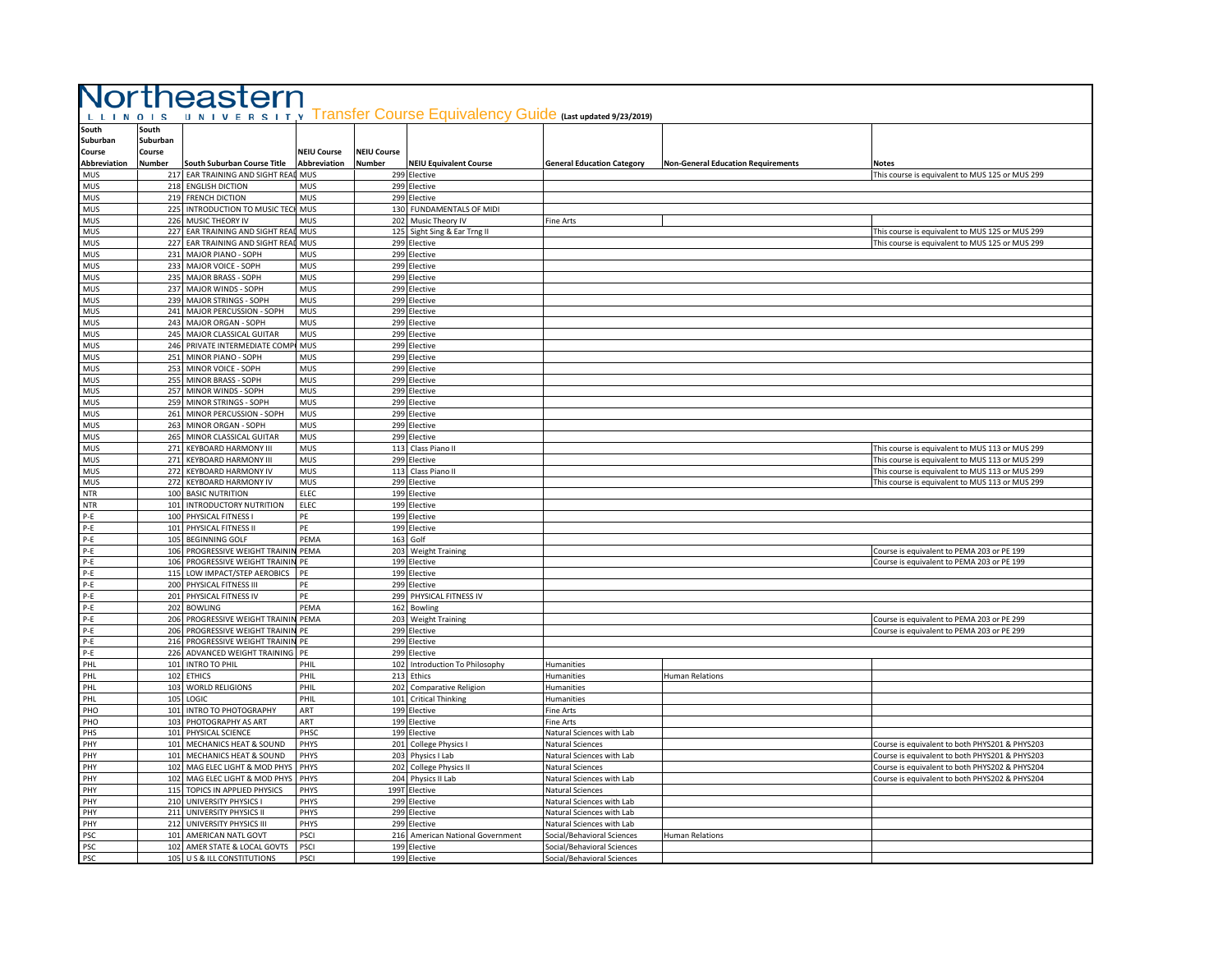# Northeastern Illinois University Transfer Course Equivalency Guide (Last updated 9/23/2019)

| South Suburban Course Abbreviation | South Suburban Course Number | South Suburban Course Title | NEIU Course Abbreviation | NEIU Course Number | NEIU Equivalent Course | General Education Category | Non-General Education Requirements | Notes |
|---|---|---|---|---|---|---|---|---|
| MUS | 217 | EAR TRAINING AND SIGHT READ | MUS | 299 | Elective | | | This course is equivalent to MUS 125 or MUS 299 |
| MUS | 218 | ENGLISH DICTION | MUS | 299 | Elective | | | |
| MUS | 219 | FRENCH DICTION | MUS | 299 | Elective | | | |
| MUS | 225 | INTRODUCTION TO MUSIC TECH | MUS | 130 | FUNDAMENTALS OF MIDI | | | |
| MUS | 226 | MUSIC THEORY IV | MUS | 202 | Music Theory IV | Fine Arts | | |
| MUS | 227 | EAR TRAINING AND SIGHT READ | MUS | 125 | Sight Sing & Ear Trng II | | | This course is equivalent to MUS 125 or MUS 299 |
| MUS | 227 | EAR TRAINING AND SIGHT READ | MUS | 299 | Elective | | | This course is equivalent to MUS 125 or MUS 299 |
| MUS | 231 | MAJOR PIANO - SOPH | MUS | 299 | Elective | | | |
| MUS | 233 | MAJOR VOICE - SOPH | MUS | 299 | Elective | | | |
| MUS | 235 | MAJOR BRASS - SOPH | MUS | 299 | Elective | | | |
| MUS | 237 | MAJOR WINDS - SOPH | MUS | 299 | Elective | | | |
| MUS | 239 | MAJOR STRINGS - SOPH | MUS | 299 | Elective | | | |
| MUS | 241 | MAJOR PERCUSSION - SOPH | MUS | 299 | Elective | | | |
| MUS | 243 | MAJOR ORGAN - SOPH | MUS | 299 | Elective | | | |
| MUS | 245 | MAJOR CLASSICAL GUITAR | MUS | 299 | Elective | | | |
| MUS | 246 | PRIVATE INTERMEDIATE COMP | MUS | 299 | Elective | | | |
| MUS | 251 | MINOR PIANO - SOPH | MUS | 299 | Elective | | | |
| MUS | 253 | MINOR VOICE - SOPH | MUS | 299 | Elective | | | |
| MUS | 255 | MINOR BRASS - SOPH | MUS | 299 | Elective | | | |
| MUS | 257 | MINOR WINDS - SOPH | MUS | 299 | Elective | | | |
| MUS | 259 | MINOR STRINGS - SOPH | MUS | 299 | Elective | | | |
| MUS | 261 | MINOR PERCUSSION - SOPH | MUS | 299 | Elective | | | |
| MUS | 263 | MINOR ORGAN - SOPH | MUS | 299 | Elective | | | |
| MUS | 265 | MINOR CLASSICAL GUITAR | MUS | 299 | Elective | | | |
| MUS | 271 | KEYBOARD HARMONY III | MUS | 113 | Class Piano II | | | This course is equivalent to MUS 113 or MUS 299 |
| MUS | 271 | KEYBOARD HARMONY III | MUS | 299 | Elective | | | This course is equivalent to MUS 113 or MUS 299 |
| MUS | 272 | KEYBOARD HARMONY IV | MUS | 113 | Class Piano II | | | This course is equivalent to MUS 113 or MUS 299 |
| MUS | 272 | KEYBOARD HARMONY IV | MUS | 299 | Elective | | | This course is equivalent to MUS 113 or MUS 299 |
| NTR | 100 | BASIC NUTRITION | ELEC | 199 | Elective | | | |
| NTR | 101 | INTRODUCTORY NUTRITION | ELEC | 199 | Elective | | | |
| P-E | 100 | PHYSICAL FITNESS I | PE | 199 | Elective | | | |
| P-E | 101 | PHYSICAL FITNESS II | PE | 199 | Elective | | | |
| P-E | 105 | BEGINNING GOLF | PEMA | 163 | Golf | | | |
| P-E | 106 | PROGRESSIVE WEIGHT TRAININ | PEMA | 203 | Weight Training | | | Course is equivalent to PEMA 203 or PE 199 |
| P-E | 106 | PROGRESSIVE WEIGHT TRAININ | PE | 199 | Elective | | | Course is equivalent to PEMA 203 or PE 199 |
| P-E | 115 | LOW IMPACT/STEP AEROBICS | PE | 199 | Elective | | | |
| P-E | 200 | PHYSICAL FITNESS III | PE | 299 | Elective | | | |
| P-E | 201 | PHYSICAL FITNESS IV | PE | 299 | PHYSICAL FITNESS IV | | | |
| P-E | 202 | BOWLING | PEMA | 162 | Bowling | | | |
| P-E | 206 | PROGRESSIVE WEIGHT TRAININ | PEMA | 203 | Weight Training | | | Course is equivalent to PEMA 203 or PE 299 |
| P-E | 206 | PROGRESSIVE WEIGHT TRAININ | PE | 299 | Elective | | | Course is equivalent to PEMA 203 or PE 299 |
| P-E | 216 | PROGRESSIVE WEIGHT TRAININ | PE | 299 | Elective | | | |
| P-E | 226 | ADVANCED WEIGHT TRAINING | PE | 299 | Elective | | | |
| PHL | 101 | INTRO TO PHIL | PHIL | 102 | Introduction To Philosophy | Humanities | | |
| PHL | 102 | ETHICS | PHIL | 213 | Ethics | Humanities | Human Relations | |
| PHL | 103 | WORLD RELIGIONS | PHIL | 202 | Comparative Religion | Humanities | | |
| PHL | 105 | LOGIC | PHIL | 101 | Critical Thinking | Humanities | | |
| PHO | 101 | INTRO TO PHOTOGRAPHY | ART | 199 | Elective | Fine Arts | | |
| PHO | 103 | PHOTOGRAPHY AS ART | ART | 199 | Elective | Fine Arts | | |
| PHS | 101 | PHYSICAL SCIENCE | PHSC | 199 | Elective | Natural Sciences with Lab | | |
| PHY | 101 | MECHANICS HEAT & SOUND | PHYS | 201 | College Physics I | Natural Sciences | | Course is equivalent to both PHYS201 & PHYS203 |
| PHY | 101 | MECHANICS HEAT & SOUND | PHYS | 203 | Physics I Lab | Natural Sciences with Lab | | Course is equivalent to both PHYS201 & PHYS203 |
| PHY | 102 | MAG ELEC LIGHT & MOD PHYS | PHYS | 202 | College Physics II | Natural Sciences | | Course is equivalent to both PHYS202 & PHYS204 |
| PHY | 102 | MAG ELEC LIGHT & MOD PHYS | PHYS | 204 | Physics II Lab | Natural Sciences with Lab | | Course is equivalent to both PHYS202 & PHYS204 |
| PHY | 115 | TOPICS IN APPLIED PHYSICS | PHYS | 199T | Elective | Natural Sciences | | |
| PHY | 210 | UNIVERSITY PHYSICS I | PHYS | 299 | Elective | Natural Sciences with Lab | | |
| PHY | 211 | UNIVERSITY PHYSICS II | PHYS | 299 | Elective | Natural Sciences with Lab | | |
| PHY | 212 | UNIVERSITY PHYSICS III | PHYS | 299 | Elective | Natural Sciences with Lab | | |
| PSC | 101 | AMERICAN NATL GOVT | PSCI | 216 | American National Government | Social/Behavioral Sciences | Human Relations | |
| PSC | 102 | AMER STATE & LOCAL GOVTS | PSCI | 199 | Elective | Social/Behavioral Sciences | | |
| PSC | 105 | U S & ILL CONSTITUTIONS | PSCI | 199 | Elective | Social/Behavioral Sciences | | |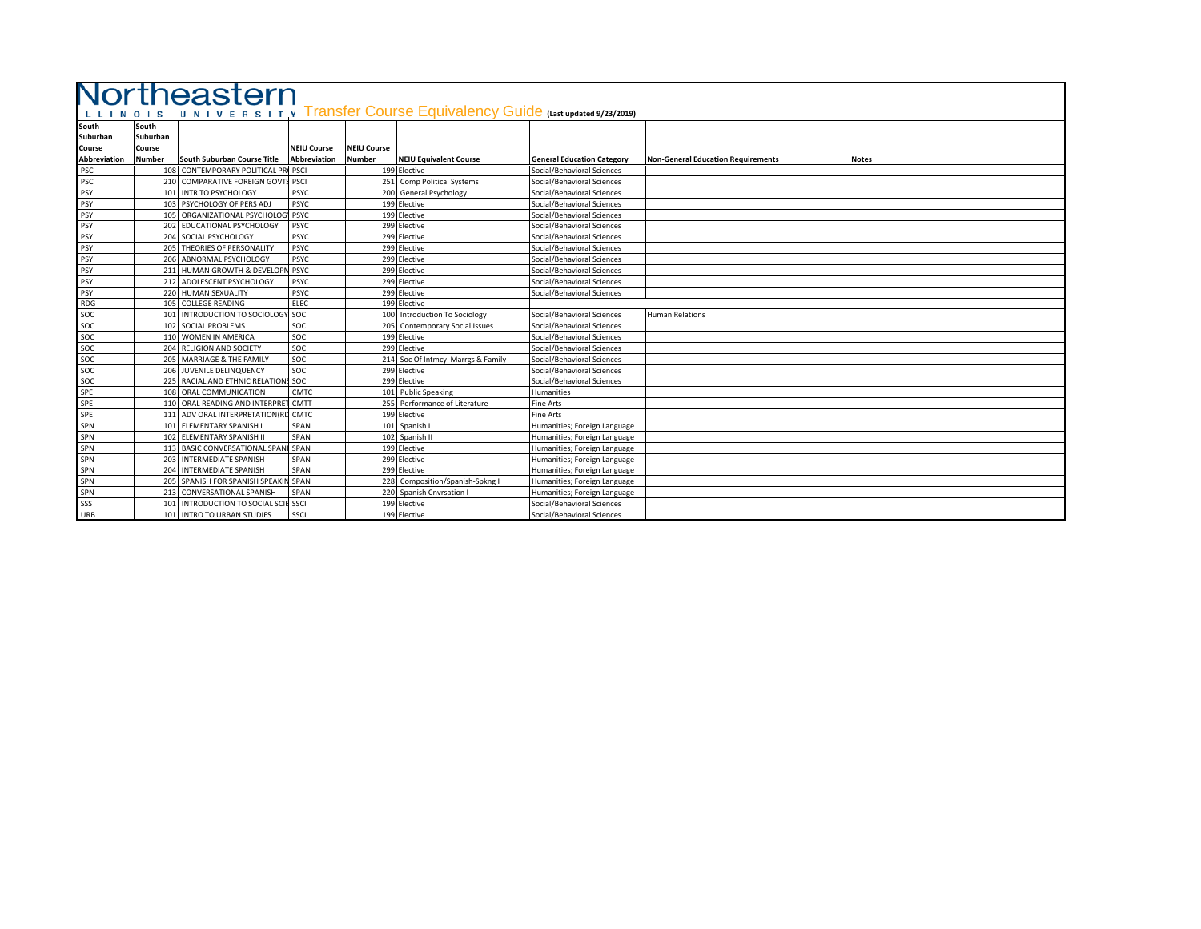# Northeastern ILLINOIS UNIVERSITY Transfer Course Equivalency Guide (Last updated 9/23/2019)

| South Suburban Course Abbreviation | South Suburban Course Number | South Suburban Course Title | NEIU Course Abbreviation | NEIU Course Number | NEIU Equivalent Course | General Education Category | Non-General Education Requirements | Notes |
|---|---|---|---|---|---|---|---|---|
| PSC | 108 | CONTEMPORARY POLITICAL PRO | PSCI | 199 | Elective | Social/Behavioral Sciences | | |
| PSC | 210 | COMPARATIVE FOREIGN GOVTS | PSCI | 251 | Comp Political Systems | Social/Behavioral Sciences | | |
| PSY | 101 | INTR TO PSYCHOLOGY | PSYC | 200 | General Psychology | Social/Behavioral Sciences | | |
| PSY | 103 | PSYCHOLOGY OF PERS ADJ | PSYC | 199 | Elective | Social/Behavioral Sciences | | |
| PSY | 105 | ORGANIZATIONAL PSYCHOLOGY | PSYC | 199 | Elective | Social/Behavioral Sciences | | |
| PSY | 202 | EDUCATIONAL PSYCHOLOGY | PSYC | 299 | Elective | Social/Behavioral Sciences | | |
| PSY | 204 | SOCIAL PSYCHOLOGY | PSYC | 299 | Elective | Social/Behavioral Sciences | | |
| PSY | 205 | THEORIES OF PERSONALITY | PSYC | 299 | Elective | Social/Behavioral Sciences | | |
| PSY | 206 | ABNORMAL PSYCHOLOGY | PSYC | 299 | Elective | Social/Behavioral Sciences | | |
| PSY | 211 | HUMAN GROWTH & DEVELOPM | PSYC | 299 | Elective | Social/Behavioral Sciences | | |
| PSY | 212 | ADOLESCENT PSYCHOLOGY | PSYC | 299 | Elective | Social/Behavioral Sciences | | |
| PSY | 220 | HUMAN SEXUALITY | PSYC | 299 | Elective | Social/Behavioral Sciences | | |
| RDG | 105 | COLLEGE READING | ELEC | 199 | Elective | | | |
| SOC | 101 | INTRODUCTION TO SOCIOLOGY | SOC | 100 | Introduction To Sociology | Social/Behavioral Sciences | Human Relations | |
| SOC | 102 | SOCIAL PROBLEMS | SOC | 205 | Contemporary Social Issues | Social/Behavioral Sciences | | |
| SOC | 110 | WOMEN IN AMERICA | SOC | 199 | Elective | Social/Behavioral Sciences | | |
| SOC | 204 | RELIGION AND SOCIETY | SOC | 299 | Elective | Social/Behavioral Sciences | | |
| SOC | 205 | MARRIAGE & THE FAMILY | SOC | 214 | Soc Of Intmcy Marrgs & Family | Social/Behavioral Sciences | | |
| SOC | 206 | JUVENILE DELINQUENCY | SOC | 299 | Elective | Social/Behavioral Sciences | | |
| SOC | 225 | RACIAL AND ETHNIC RELATIONS | SOC | 299 | Elective | Social/Behavioral Sciences | | |
| SPE | 108 | ORAL COMMUNICATION | CMTC | 101 | Public Speaking | Humanities | | |
| SPE | 110 | ORAL READING AND INTERPRET | CMTT | 255 | Performance of Literature | Fine Arts | | |
| SPE | 111 | ADV ORAL INTERPRETATION(RD | CMTC | 199 | Elective | Fine Arts | | |
| SPN | 101 | ELEMENTARY SPANISH I | SPAN | 101 | Spanish I | Humanities; Foreign Language | | |
| SPN | 102 | ELEMENTARY SPANISH II | SPAN | 102 | Spanish II | Humanities; Foreign Language | | |
| SPN | 113 | BASIC CONVERSATIONAL SPANI | SPAN | 199 | Elective | Humanities; Foreign Language | | |
| SPN | 203 | INTERMEDIATE SPANISH | SPAN | 299 | Elective | Humanities; Foreign Language | | |
| SPN | 204 | INTERMEDIATE SPANISH | SPAN | 299 | Elective | Humanities; Foreign Language | | |
| SPN | 205 | SPANISH FOR SPANISH SPEAKIN | SPAN | 228 | Composition/Spanish-Spkng I | Humanities; Foreign Language | | |
| SPN | 213 | CONVERSATIONAL SPANISH | SPAN | 220 | Spanish Cnvrsation I | Humanities; Foreign Language | | |
| SSS | 101 | INTRODUCTION TO SOCIAL SCIE | SSCI | 199 | Elective | Social/Behavioral Sciences | | |
| URB | 101 | INTRO TO URBAN STUDIES | SSCI | 199 | Elective | Social/Behavioral Sciences | | |